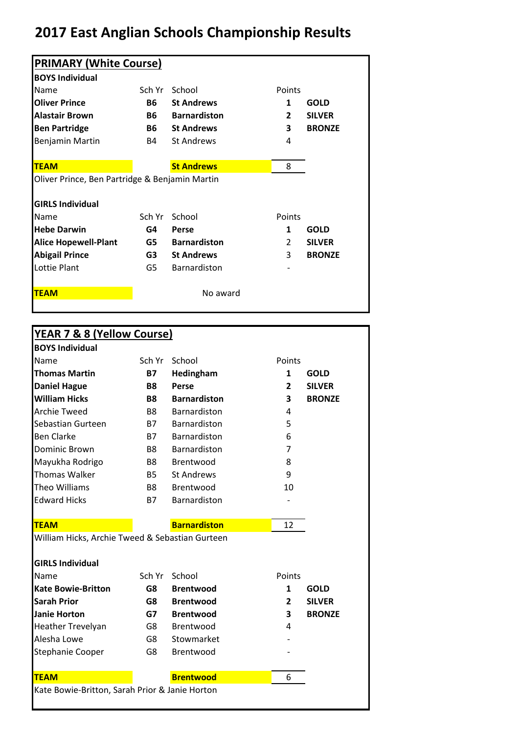# 2017 East Anglian Schools Championship Results

## PRIMARY (White Course)

### BOYS Individual

| Name | Sch Yr | School | Points | |
|---|---|---|---|---|
| **Oliver Prince** | **B6** | **St Andrews** | **1** | **GOLD** |
| **Alastair Brown** | **B6** | **Barnardiston** | **2** | **SILVER** |
| **Ben Partridge** | **B6** | **St Andrews** | **3** | **BRONZE** |
| Benjamin Martin | B4 | St Andrews | 4 | |

**TEAM** — **St Andrews** — 8

Oliver Prince, Ben Partridge & Benjamin Martin

### GIRLS Individual

| Name | Sch Yr | School | Points | |
|---|---|---|---|---|
| **Hebe Darwin** | **G4** | **Perse** | **1** | **GOLD** |
| **Alice Hopewell-Plant** | **G5** | **Barnardiston** | 2 | **SILVER** |
| **Abigail Prince** | **G3** | **St Andrews** | 3 | **BRONZE** |
| Lottie Plant | G5 | Barnardiston | - | |

**TEAM** — No award

## YEAR 7 & 8 (Yellow Course)

### BOYS Individual

| Name | Sch Yr | School | Points | |
|---|---|---|---|---|
| **Thomas Martin** | **B7** | **Hedingham** | **1** | **GOLD** |
| **Daniel Hague** | **B8** | **Perse** | **2** | **SILVER** |
| **William Hicks** | **B8** | **Barnardiston** | **3** | **BRONZE** |
| Archie Tweed | B8 | Barnardiston | 4 | |
| Sebastian Gurteen | B7 | Barnardiston | 5 | |
| Ben Clarke | B7 | Barnardiston | 6 | |
| Dominic Brown | B8 | Barnardiston | 7 | |
| Mayukha Rodrigo | B8 | Brentwood | 8 | |
| Thomas Walker | B5 | St Andrews | 9 | |
| Theo Williams | B8 | Brentwood | 10 | |
| Edward Hicks | B7 | Barnardiston | - | |

**TEAM** — **Barnardiston** — 12

William Hicks, Archie Tweed & Sebastian Gurteen

### GIRLS Individual

| Name | Sch Yr | School | Points | |
|---|---|---|---|---|
| **Kate Bowie-Britton** | **G8** | **Brentwood** | **1** | **GOLD** |
| **Sarah Prior** | **G8** | **Brentwood** | **2** | **SILVER** |
| **Janie Horton** | **G7** | **Brentwood** | **3** | **BRONZE** |
| Heather Trevelyan | G8 | Brentwood | 4 | |
| Alesha Lowe | G8 | Stowmarket | - | |
| Stephanie Cooper | G8 | Brentwood | - | |

**TEAM** — **Brentwood** — 6

Kate Bowie-Britton, Sarah Prior & Janie Horton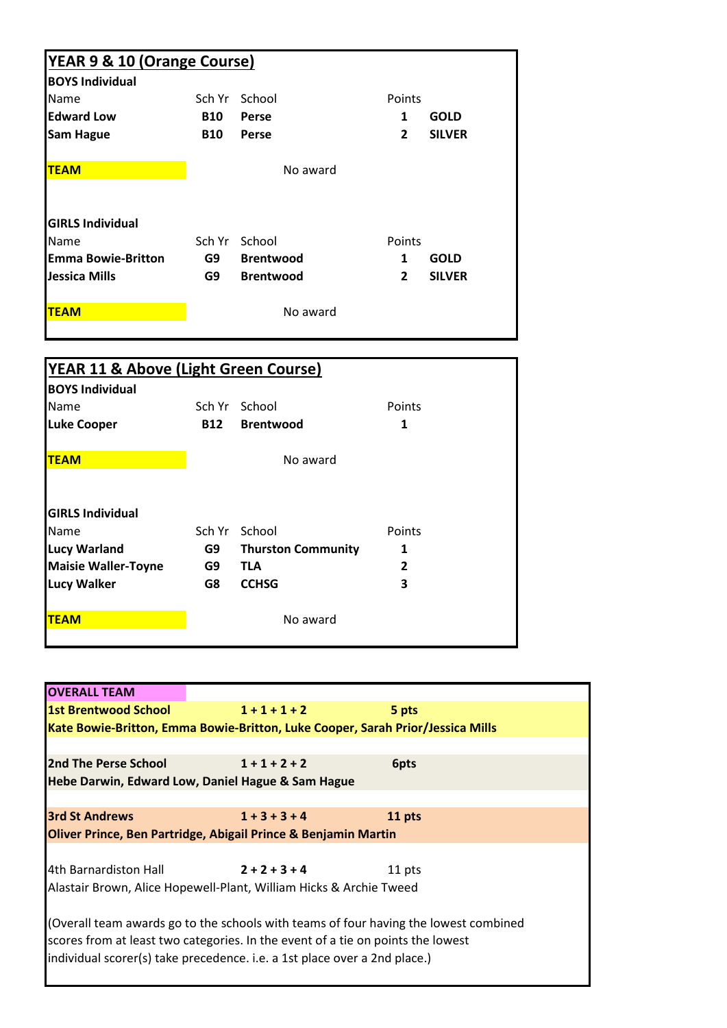## YEAR 9 & 10 (Orange Course)

### BOYS Individual

| Name | Sch Yr | School | Points | |
|---|---|---|---|---|
| **Edward Low** | **B10** | **Perse** | **1** | **GOLD** |
| **Sam Hague** | **B10** | **Perse** | **2** | **SILVER** |

**TEAM** No award

### GIRLS Individual

| Name | Sch Yr | School | Points | |
|---|---|---|---|---|
| **Emma Bowie-Britton** | **G9** | **Brentwood** | **1** | **GOLD** |
| **Jessica Mills** | **G9** | **Brentwood** | **2** | **SILVER** |

**TEAM** No award

## YEAR 11 & Above (Light Green Course)

### BOYS Individual

| Name | Sch Yr | School | Points |
|---|---|---|---|
| **Luke Cooper** | **B12** | **Brentwood** | **1** |

**TEAM** No award

### GIRLS Individual

| Name | Sch Yr | School | Points |
|---|---|---|---|
| **Lucy Warland** | **G9** | **Thurston Community** | **1** |
| **Maisie Waller-Toyne** | **G9** | **TLA** | **2** |
| **Lucy Walker** | **G8** | **CCHSG** | **3** |

**TEAM** No award

## OVERALL TEAM

**1st Brentwood School** **1 + 1 + 1 + 2** **5 pts**
**Kate Bowie-Britton, Emma Bowie-Britton, Luke Cooper, Sarah Prior/Jessica Mills**

**2nd The Perse School** **1 + 1 + 2 + 2** **6pts**
**Hebe Darwin, Edward Low, Daniel Hague & Sam Hague**

**3rd St Andrews** **1 + 3 + 3 + 4** **11 pts**
**Oliver Prince, Ben Partridge, Abigail Prince & Benjamin Martin**

4th Barnardiston Hall **2 + 2 + 3 + 4** 11 pts
Alastair Brown, Alice Hopewell-Plant, William Hicks & Archie Tweed

(Overall team awards go to the schools with teams of four having the lowest combined scores from at least two categories. In the event of a tie on points the lowest individual scorer(s) take precedence. i.e. a 1st place over a 2nd place.)